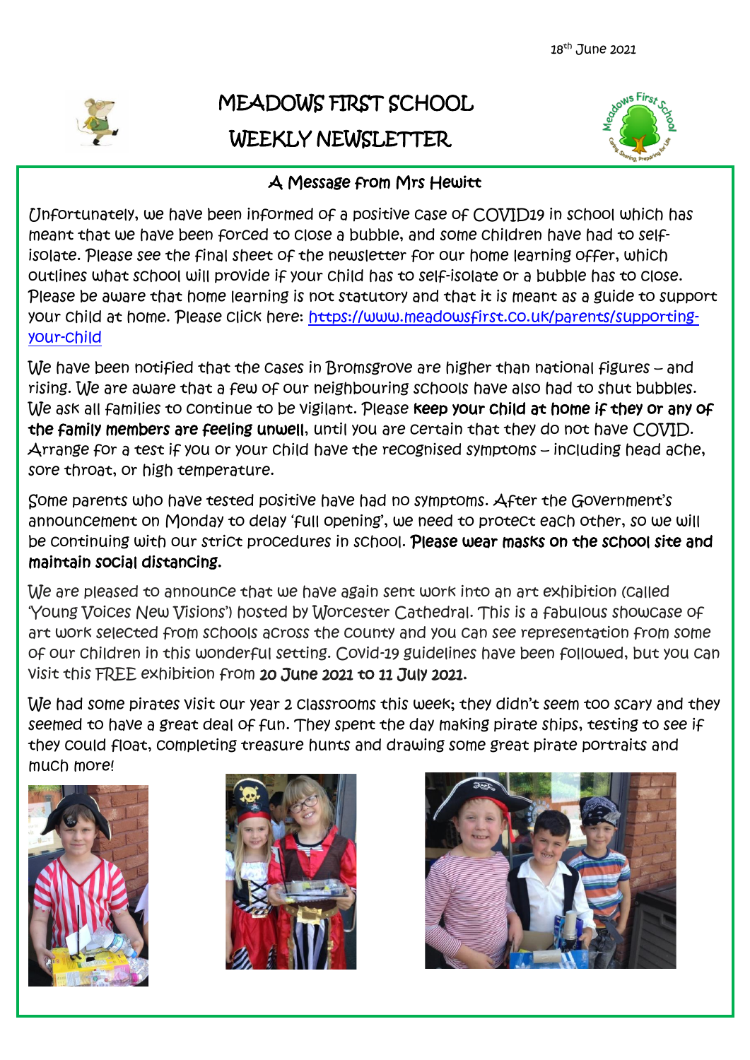18th June 2021

# MEADOWS FIRST SCHOOL

# WEEKLY NEWSLETTER

## A Message from Mrs Hewitt

Unfortunately, we have been informed of a positive case of COVID19 in school which has meant that we have been forced to close a bubble, and some children have had to self-isolate. Please see the final sheet of the newsletter for our home learning offer, which outlines what school will provide if your child has to self-isolate or a bubble has to close. Please be aware that home learning is not statutory and that it is meant as a guide to support your child at home. Please click here: https://www.meadowsfirst.co.uk/parents/supporting-your-child

We have been notified that the cases in Bromsgrove are higher than national figures – and rising. We are aware that a few of our neighbouring schools have also had to shut bubbles. We ask all families to continue to be vigilant. Please **keep your child at home if they or any of the family members are feeling unwell**, until you are certain that they do not have COVID. Arrange for a test if you or your child have the recognised symptoms – including head ache, sore throat, or high temperature.

Some parents who have tested positive have had no symptoms. After the Government's announcement on Monday to delay 'full opening', we need to protect each other, so we will be continuing with our strict procedures in school. **Please wear masks on the school site and maintain social distancing.**

We are pleased to announce that we have again sent work into an art exhibition (called 'Young Voices New Visions') hosted by Worcester Cathedral. This is a fabulous showcase of art work selected from schools across the county and you can see representation from some of our children in this wonderful setting. Covid-19 guidelines have been followed, but you can visit this FREE exhibition from **20 June 2021 to 11 July 2021.**

We had some pirates visit our year 2 classrooms this week; they didn't seem too scary and they seemed to have a great deal of fun. They spent the day making pirate ships, testing to see if they could float, completing treasure hunts and drawing some great pirate portraits and much more!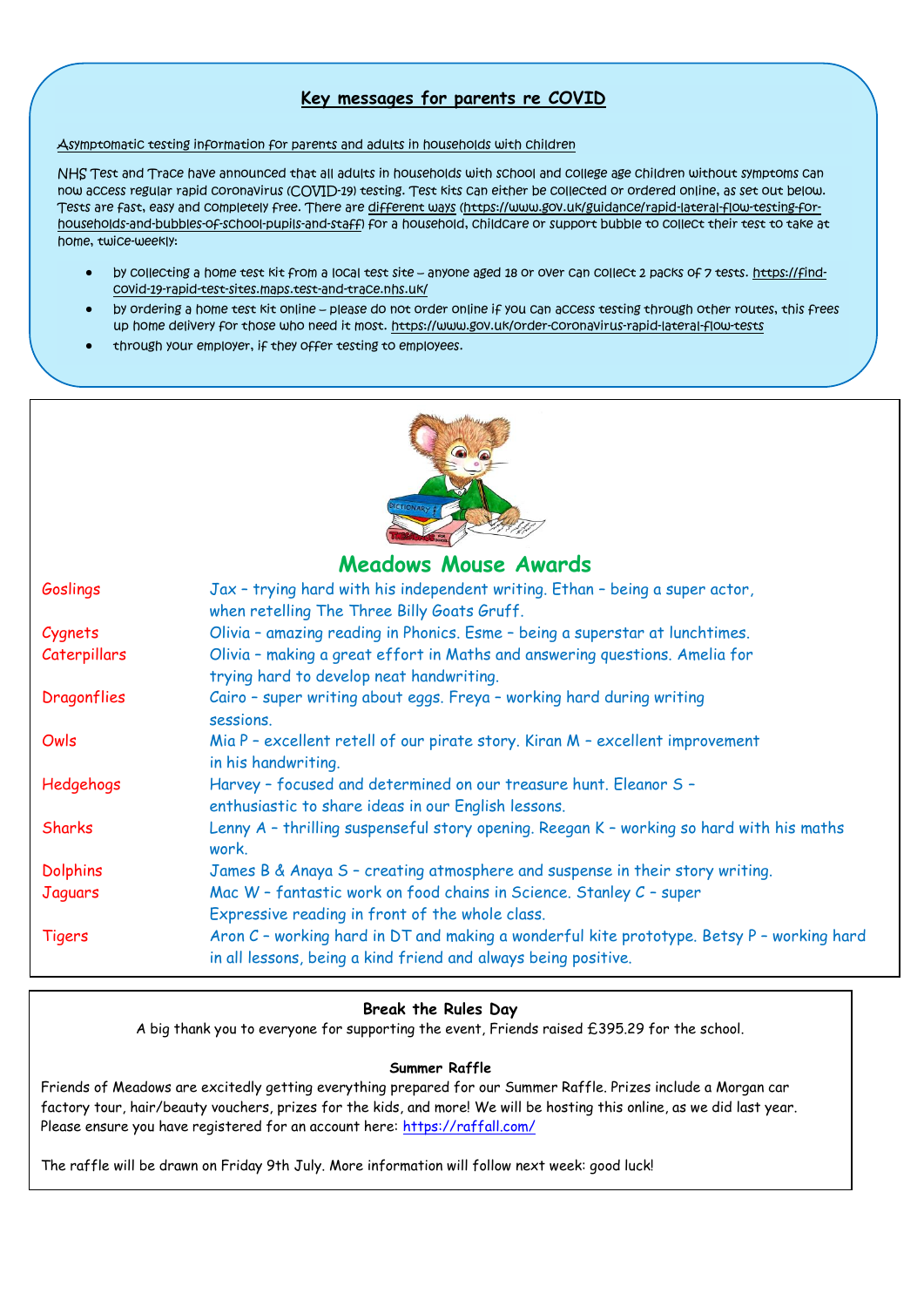## Key messages for parents re COVID

Asymptomatic testing information for parents and adults in households with children

NHS Test and Trace have announced that all adults in households with school and college age children without symptoms can now access regular rapid coronavirus (COVID-19) testing. Test kits can either be collected or ordered online, as set out below. Tests are fast, easy and completely free. There are different ways (https://www.gov.uk/guidance/rapid-lateral-flow-testing-for-households-and-bubbles-of-school-pupils-and-staff) for a household, childcare or support bubble to collect their test to take at home, twice-weekly:

- by collecting a home test kit from a local test site – anyone aged 18 or over can collect 2 packs of 7 tests. https://find-covid-19-rapid-test-sites.maps.test-and-trace.nhs.uk/
- by ordering a home test kit online – please do not order online if you can access testing through other routes, this frees up home delivery for those who need it most. https://www.gov.uk/order-coronavirus-rapid-lateral-flow-tests
- through your employer, if they offer testing to employees.

## Meadows Mouse Awards

| | |
|---|---|
| Goslings | Jax – trying hard with his independent writing. Ethan – being a super actor, when retelling The Three Billy Goats Gruff. |
| Cygnets | Olivia – amazing reading in Phonics. Esme – being a superstar at lunchtimes. |
| Caterpillars | Olivia – making a great effort in Maths and answering questions. Amelia for trying hard to develop neat handwriting. |
| Dragonflies | Cairo – super writing about eggs. Freya – working hard during writing sessions. |
| Owls | Mia P – excellent retell of our pirate story. Kiran M – excellent improvement in his handwriting. |
| Hedgehogs | Harvey – focused and determined on our treasure hunt. Eleanor S – enthusiastic to share ideas in our English lessons. |
| Sharks | Lenny A – thrilling suspenseful story opening. Reegan K – working so hard with his maths work. |
| Dolphins | James B & Anaya S – creating atmosphere and suspense in their story writing. |
| Jaguars | Mac W – fantastic work on food chains in Science. Stanley C – super Expressive reading in front of the whole class. |
| Tigers | Aron C – working hard in DT and making a wonderful kite prototype. Betsy P – working hard in all lessons, being a kind friend and always being positive. |

### Break the Rules Day

A big thank you to everyone for supporting the event, Friends raised £395.29 for the school.

### Summer Raffle

Friends of Meadows are excitedly getting everything prepared for our Summer Raffle. Prizes include a Morgan car factory tour, hair/beauty vouchers, prizes for the kids, and more! We will be hosting this online, as we did last year. Please ensure you have registered for an account here: https://raffall.com/

The raffle will be drawn on Friday 9th July. More information will follow next week: good luck!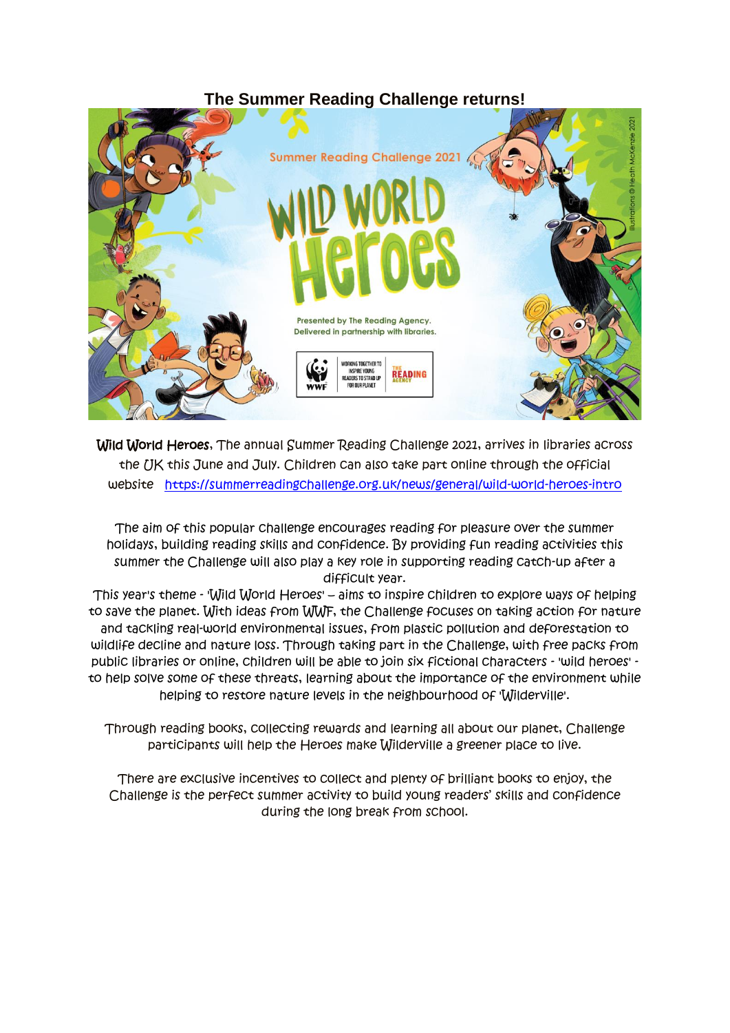# The Summer Reading Challenge returns!

**Wild World Heroes**, The annual Summer Reading Challenge 2021, arrives in libraries across the UK this June and July. Children can also take part online through the official website https://summerreadingchallenge.org.uk/news/general/wild-world-heroes-intro

The aim of this popular challenge encourages reading for pleasure over the summer holidays, building reading skills and confidence. By providing fun reading activities this summer the Challenge will also play a key role in supporting reading catch-up after a difficult year.

This year's theme - 'Wild World Heroes' – aims to inspire children to explore ways of helping to save the planet. With ideas from WWF, the Challenge focuses on taking action for nature and tackling real-world environmental issues, from plastic pollution and deforestation to wildlife decline and nature loss. Through taking part in the Challenge, with free packs from public libraries or online, children will be able to join six fictional characters - 'wild heroes' - to help solve some of these threats, learning about the importance of the environment while helping to restore nature levels in the neighbourhood of 'Wilderville'.

Through reading books, collecting rewards and learning all about our planet, Challenge participants will help the Heroes make Wilderville a greener place to live.

There are exclusive incentives to collect and plenty of brilliant books to enjoy, the Challenge is the perfect summer activity to build young readers' skills and confidence during the long break from school.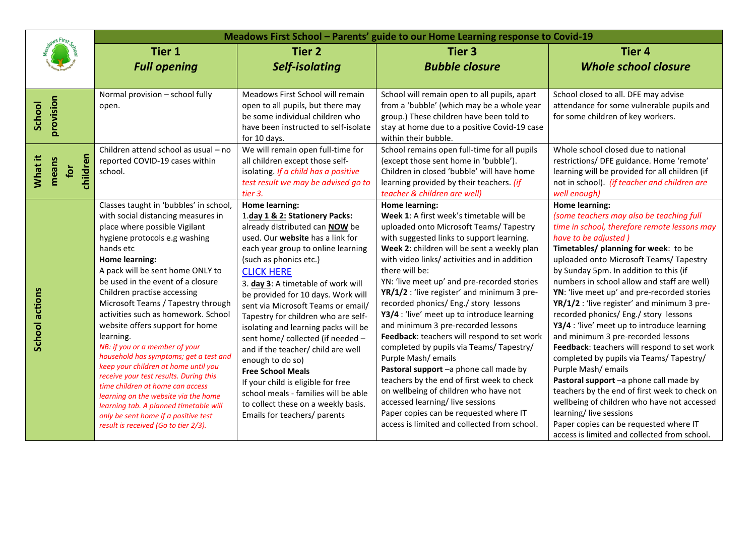| | Meadows First School – Parents' guide to our Home Learning response to Covid-19 | | | |
|---|---|---|---|---|
| | **Tier 1** ***Full opening*** | **Tier 2** ***Self-isolating*** | **Tier 3** ***Bubble closure*** | **Tier 4** ***Whole school closure*** |
| **School provision** | Normal provision – school fully open. | Meadows First School will remain open to all pupils, but there may be some individual children who have been instructed to self-isolate for 10 days. | School will remain open to all pupils, apart from a 'bubble' (which may be a whole year group.) These children have been told to stay at home due to a positive Covid-19 case within their bubble. | School closed to all. DFE may advise attendance for some vulnerable pupils and for some children of key workers. |
| **What it means for children** | Children attend school as usual – no reported COVID-19 cases within school. | We will remain open full-time for all children except those self-isolating. *If a child has a positive test result we may be advised go to tier 3.* | School remains open full-time for all pupils (except those sent home in 'bubble'). Children in closed 'bubble' will have home learning provided by their teachers. *(if teacher & children are well)* | Whole school closed due to national restrictions/ DFE guidance. Home 'remote' learning will be provided for all children (if not in school). *(if teacher and children are well enough)* |
| **School actions** | Classes taught in 'bubbles' in school, with social distancing measures in place where possible Vigilant hygiene protocols e.g washing hands etc<br>**Home learning:**<br>A pack will be sent home ONLY to be used in the event of a closure<br>Children practise accessing Microsoft Teams / Tapestry through activities such as homework. School website offers support for home learning.<br>*NB: if you or a member of your household has symptoms; get a test and keep your children at home until you receive your test results. During this time children at home can access learning on the website via the home learning tab. A planned timetable will only be sent home if a positive test result is received (Go to tier 2/3).* | **Home learning:**<br>1.**day 1 & 2: Stationery Packs:** already distributed can **NOW** be used. Our **website** has a link for each year group to online learning (such as phonics etc.)<br>CLICK HERE<br>3. **day 3**: A timetable of work will be provided for 10 days. Work will sent via Microsoft Teams or email/ Tapestry for children who are self-isolating and learning packs will be sent home/ collected (if needed – and if the teacher/ child are well enough to do so)<br>**Free School Meals**<br>If your child is eligible for free school meals - families will be able to collect these on a weekly basis.<br>Emails for teachers/ parents | **Home learning:**<br>**Week 1**: A first week's timetable will be uploaded onto Microsoft Teams/ Tapestry with suggested links to support learning.<br>**Week 2**: children will be sent a weekly plan with video links/ activities and in addition there will be:<br>YN: 'live meet up' and pre-recorded stories<br>**YR/1/2** : 'live register' and minimum 3 pre-recorded phonics/ Eng./ story lessons<br>**Y3/4** : 'live' meet up to introduce learning and minimum 3 pre-recorded lessons<br>**Feedback**: teachers will respond to set work completed by pupils via Teams/ Tapestry/ Purple Mash/ emails<br>**Pastoral support** –a phone call made by teachers by the end of first week to check on wellbeing of children who have not accessed learning/ live sessions<br>Paper copies can be requested where IT access is limited and collected from school. | **Home learning:**<br>*(some teachers may also be teaching full time in school, therefore remote lessons may have to be adjusted )*<br>**Timetables/ planning for week**: to be uploaded onto Microsoft Teams/ Tapestry by Sunday 5pm. In addition to this (if numbers in school allow and staff are well)<br>**YN**: 'live meet up' and pre-recorded stories<br>**YR/1/2** : 'live register' and minimum 3 pre-recorded phonics/ Eng./ story lessons<br>**Y3/4** : 'live' meet up to introduce learning and minimum 3 pre-recorded lessons<br>**Feedback**: teachers will respond to set work completed by pupils via Teams/ Tapestry/ Purple Mash/ emails<br>**Pastoral support** –a phone call made by teachers by the end of first week to check on wellbeing of children who have not accessed learning/ live sessions<br>Paper copies can be requested where IT access is limited and collected from school. |